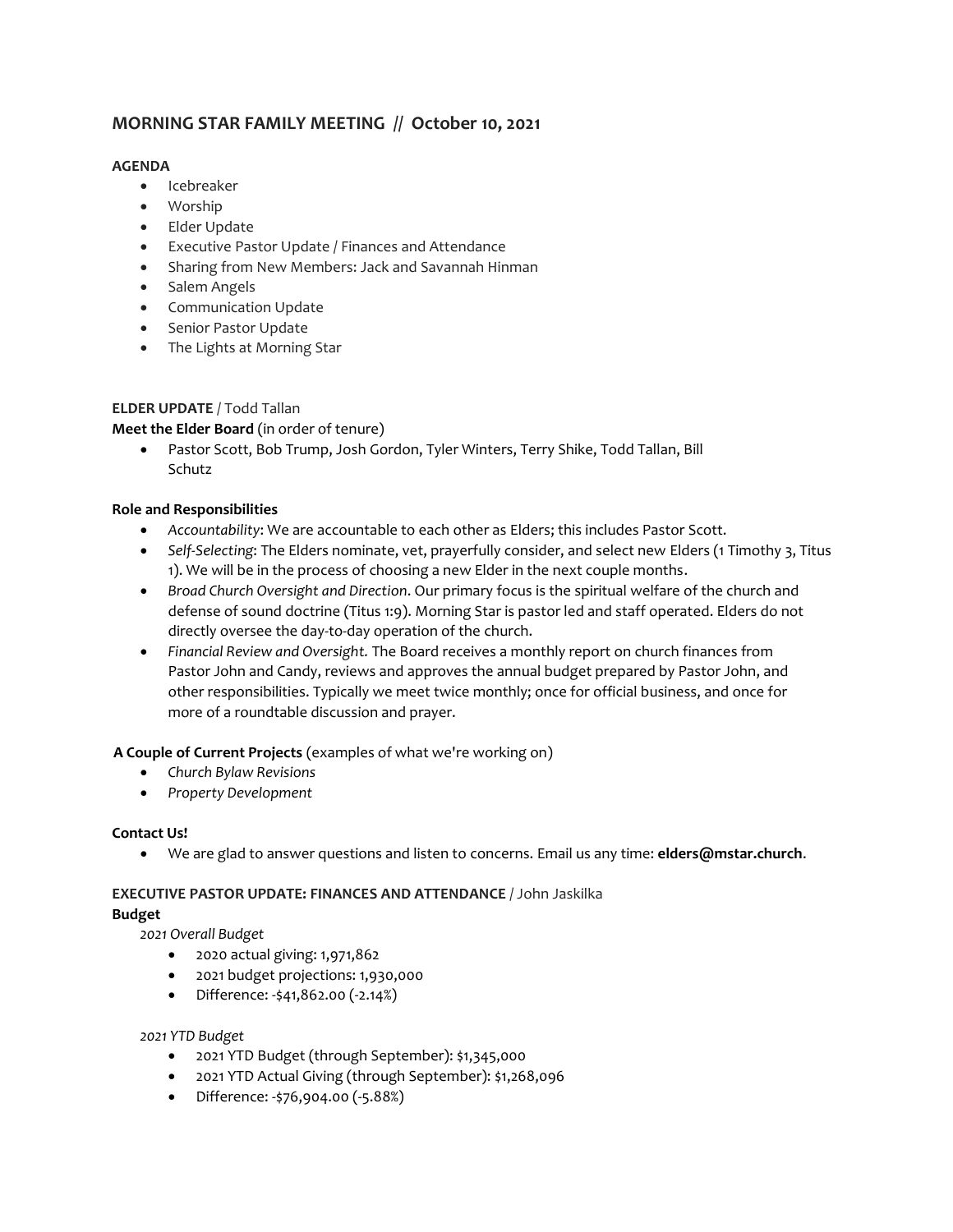# MORNING STAR FAMILY MEETING // October 10, 2021

**AGENDA**

- Icebreaker
- Worship
- Elder Update
- Executive Pastor Update / Finances and Attendance
- Sharing from New Members: Jack and Savannah Hinman
- Salem Angels
- Communication Update
- Senior Pastor Update
- The Lights at Morning Star

**ELDER UPDATE** / Todd Tallan

**Meet the Elder Board** (in order of tenure)

- Pastor Scott, Bob Trump, Josh Gordon, Tyler Winters, Terry Shike, Todd Tallan, Bill Schutz

**Role and Responsibilities**

- *Accountability*: We are accountable to each other as Elders; this includes Pastor Scott.
- *Self-Selecting*: The Elders nominate, vet, prayerfully consider, and select new Elders (1 Timothy 3, Titus 1). We will be in the process of choosing a new Elder in the next couple months.
- *Broad Church Oversight and Direction*. Our primary focus is the spiritual welfare of the church and defense of sound doctrine (Titus 1:9). Morning Star is pastor led and staff operated. Elders do not directly oversee the day-to-day operation of the church.
- *Financial Review and Oversight.* The Board receives a monthly report on church finances from Pastor John and Candy, reviews and approves the annual budget prepared by Pastor John, and other responsibilities. Typically we meet twice monthly; once for official business, and once for more of a roundtable discussion and prayer.

**A Couple of Current Projects** (examples of what we're working on)

- *Church Bylaw Revisions*
- *Property Development*

**Contact Us!**

- We are glad to answer questions and listen to concerns. Email us any time: **elders@mstar.church**.

**EXECUTIVE PASTOR UPDATE: FINANCES AND ATTENDANCE** / John Jaskilka

**Budget**

*2021 Overall Budget*

- 2020 actual giving: 1,971,862
- 2021 budget projections: 1,930,000
- Difference: -$41,862.00 (-2.14%)

*2021 YTD Budget*

- 2021 YTD Budget (through September): $1,345,000
- 2021 YTD Actual Giving (through September): $1,268,096
- Difference: -$76,904.00 (-5.88%)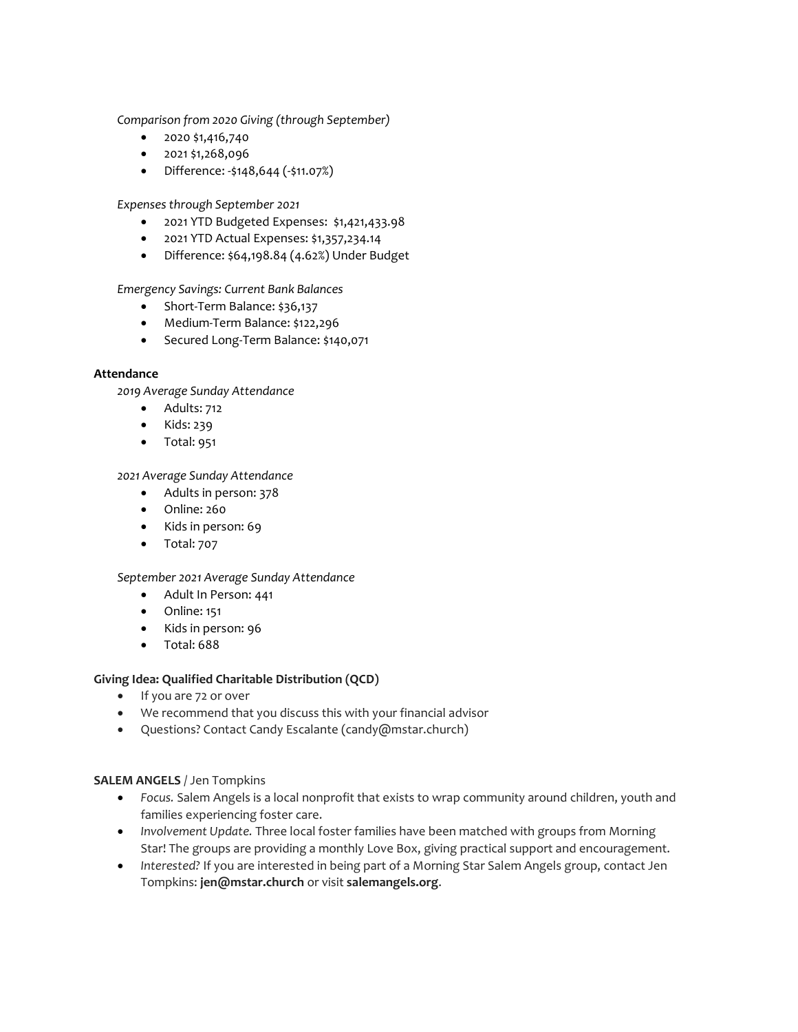*Comparison from 2020 Giving (through September)*

- 2020 $1,416,740
- 2021 $1,268,096
- Difference: -$148,644 (-$11.07%)

*Expenses through September 2021*

- 2021 YTD Budgeted Expenses: $1,421,433.98
- 2021 YTD Actual Expenses: $1,357,234.14
- Difference: $64,198.84 (4.62%) Under Budget

*Emergency Savings: Current Bank Balances*

- Short-Term Balance: $36,137
- Medium-Term Balance: $122,296
- Secured Long-Term Balance: $140,071

**Attendance**

*2019 Average Sunday Attendance*

- Adults: 712
- Kids: 239
- Total: 951

*2021 Average Sunday Attendance*

- Adults in person: 378
- Online: 260
- Kids in person: 69
- Total: 707

*September 2021 Average Sunday Attendance*

- Adult In Person: 441
- Online: 151
- Kids in person: 96
- Total: 688

**Giving Idea: Qualified Charitable Distribution (QCD)**

- If you are 72 or over
- We recommend that you discuss this with your financial advisor
- Questions? Contact Candy Escalante (candy@mstar.church)

**SALEM ANGELS** / Jen Tompkins

- *Focus.* Salem Angels is a local nonprofit that exists to wrap community around children, youth and families experiencing foster care.
- *Involvement Update.* Three local foster families have been matched with groups from Morning Star! The groups are providing a monthly Love Box, giving practical support and encouragement.
- *Interested?* If you are interested in being part of a Morning Star Salem Angels group, contact Jen Tompkins: **jen@mstar.church** or visit **salemangels.org**.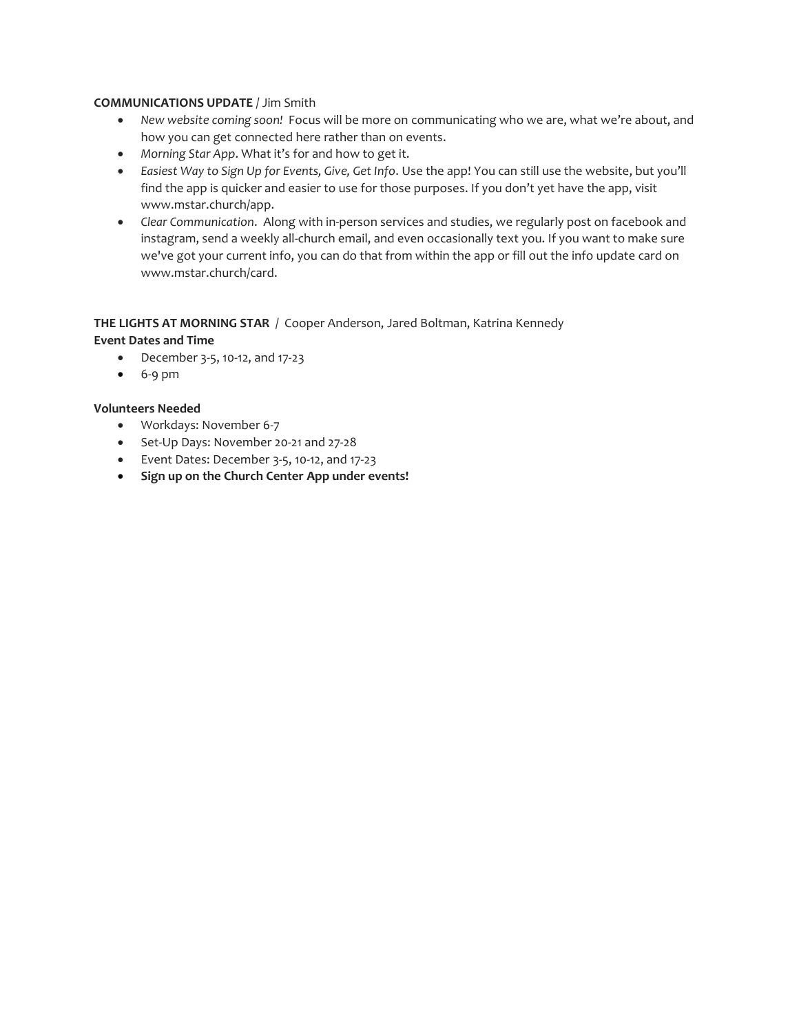**COMMUNICATIONS UPDATE** / Jim Smith

- *New website coming soon!* Focus will be more on communicating who we are, what we're about, and how you can get connected here rather than on events.
- *Morning Star App*. What it's for and how to get it.
- *Easiest Way to Sign Up for Events, Give, Get Info*. Use the app! You can still use the website, but you'll find the app is quicker and easier to use for those purposes. If you don't yet have the app, visit www.mstar.church/app.
- *Clear Communication*. Along with in-person services and studies, we regularly post on facebook and instagram, send a weekly all-church email, and even occasionally text you. If you want to make sure we've got your current info, you can do that from within the app or fill out the info update card on www.mstar.church/card.

**THE LIGHTS AT MORNING STAR** / Cooper Anderson, Jared Boltman, Katrina Kennedy

**Event Dates and Time**

- December 3-5, 10-12, and 17-23
- 6-9 pm

**Volunteers Needed**

- Workdays: November 6-7
- Set-Up Days: November 20-21 and 27-28
- Event Dates: December 3-5, 10-12, and 17-23
- **Sign up on the Church Center App under events!**